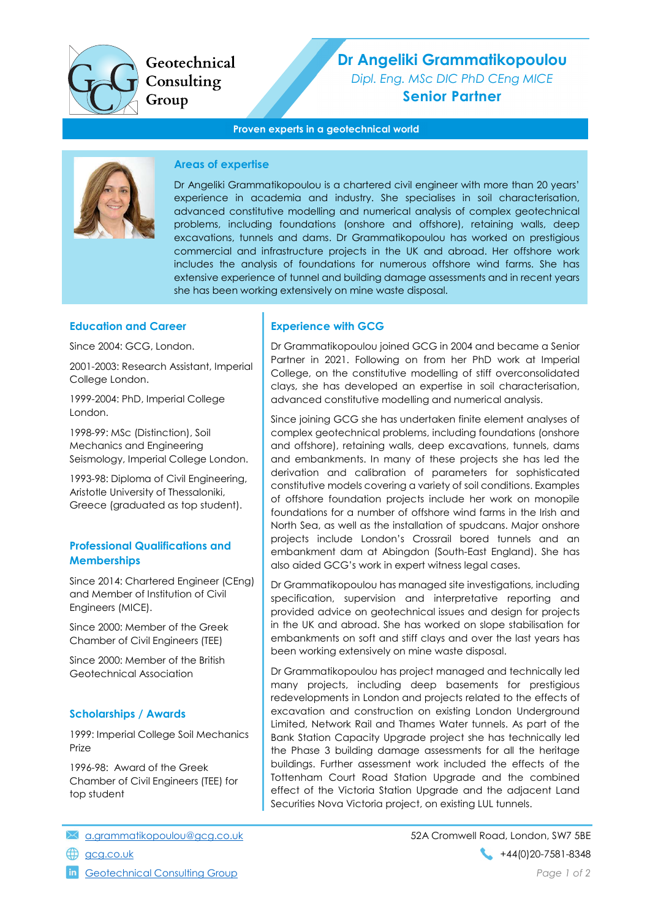Geotechnical Consulting Group

# Dr Angeliki Grammatikopoulou

*Dipl. Eng. MSc DIC PhD CEng MICE*

**Senior Partner**

**Proven experts in a geotechnical world**

## Areas of expertise

Dr Angeliki Grammatikopoulou is a chartered civil engineer with more than 20 years' experience in academia and industry. She specialises in soil characterisation, advanced constitutive modelling and numerical analysis of complex geotechnical problems, including foundations (onshore and offshore), retaining walls, deep excavations, tunnels and dams. Dr Grammatikopoulou has worked on prestigious commercial and infrastructure projects in the UK and abroad. Her offshore work includes the analysis of foundations for numerous offshore wind farms. She has extensive experience of tunnel and building damage assessments and in recent years she has been working extensively on mine waste disposal.

## Education and Career

Since 2004: GCG, London.

2001-2003: Research Assistant, Imperial College London.

1999-2004: PhD, Imperial College London.

1998-99: MSc (Distinction), Soil Mechanics and Engineering Seismology, Imperial College London.

1993-98: Diploma of Civil Engineering, Aristotle University of Thessaloniki, Greece (graduated as top student).

## Professional Qualifications and Memberships

Since 2014: Chartered Engineer (CEng) and Member of Institution of Civil Engineers (MICE).

Since 2000: Member of the Greek Chamber of Civil Engineers (TEE)

Since 2000: Member of the British Geotechnical Association

## Scholarships / Awards

1999: Imperial College Soil Mechanics Prize

1996-98: Award of the Greek Chamber of Civil Engineers (TEE) for top student

## Experience with GCG

Dr Grammatikopoulou joined GCG in 2004 and became a Senior Partner in 2021. Following on from her PhD work at Imperial College, on the constitutive modelling of stiff overconsolidated clays, she has developed an expertise in soil characterisation, advanced constitutive modelling and numerical analysis.

Since joining GCG she has undertaken finite element analyses of complex geotechnical problems, including foundations (onshore and offshore), retaining walls, deep excavations, tunnels, dams and embankments. In many of these projects she has led the derivation and calibration of parameters for sophisticated constitutive models covering a variety of soil conditions. Examples of offshore foundation projects include her work on monopile foundations for a number of offshore wind farms in the Irish and North Sea, as well as the installation of spudcans. Major onshore projects include London's Crossrail bored tunnels and an embankment dam at Abingdon (South-East England). She has also aided GCG's work in expert witness legal cases.

Dr Grammatikopoulou has managed site investigations, including specification, supervision and interpretative reporting and provided advice on geotechnical issues and design for projects in the UK and abroad. She has worked on slope stabilisation for embankments on soft and stiff clays and over the last years has been working extensively on mine waste disposal.

Dr Grammatikopoulou has project managed and technically led many projects, including deep basements for prestigious redevelopments in London and projects related to the effects of excavation and construction on existing London Underground Limited, Network Rail and Thames Water tunnels. As part of the Bank Station Capacity Upgrade project she has technically led the Phase 3 building damage assessments for all the heritage buildings. Further assessment work included the effects of the Tottenham Court Road Station Upgrade and the combined effect of the Victoria Station Upgrade and the adjacent Land Securities Nova Victoria project, on existing LUL tunnels.

a.grammatikopoulou@gcg.co.uk

gcg.co.uk

Geotechnical Consulting Group

52A Cromwell Road, London, SW7 5BE

+44(0)20-7581-8348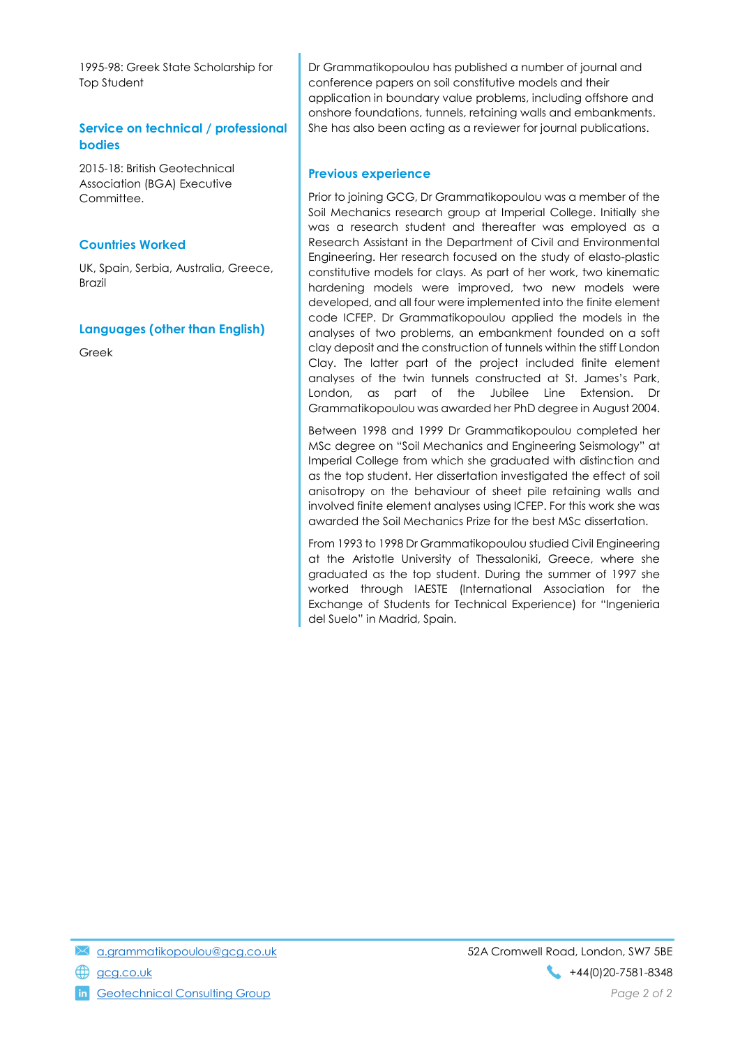1995-98: Greek State Scholarship for Top Student

## Service on technical / professional bodies

2015-18: British Geotechnical Association (BGA) Executive Committee.

## Countries Worked

UK, Spain, Serbia, Australia, Greece, Brazil

## Languages (other than English)

Greek

Dr Grammatikopoulou has published a number of journal and conference papers on soil constitutive models and their application in boundary value problems, including offshore and onshore foundations, tunnels, retaining walls and embankments. She has also been acting as a reviewer for journal publications.

## Previous experience

Prior to joining GCG, Dr Grammatikopoulou was a member of the Soil Mechanics research group at Imperial College. Initially she was a research student and thereafter was employed as a Research Assistant in the Department of Civil and Environmental Engineering. Her research focused on the study of elasto-plastic constitutive models for clays. As part of her work, two kinematic hardening models were improved, two new models were developed, and all four were implemented into the finite element code ICFEP. Dr Grammatikopoulou applied the models in the analyses of two problems, an embankment founded on a soft clay deposit and the construction of tunnels within the stiff London Clay. The latter part of the project included finite element analyses of the twin tunnels constructed at St. James's Park, London, as part of the Jubilee Line Extension. Dr Grammatikopoulou was awarded her PhD degree in August 2004.

Between 1998 and 1999 Dr Grammatikopoulou completed her MSc degree on "Soil Mechanics and Engineering Seismology" at Imperial College from which she graduated with distinction and as the top student. Her dissertation investigated the effect of soil anisotropy on the behaviour of sheet pile retaining walls and involved finite element analyses using ICFEP. For this work she was awarded the Soil Mechanics Prize for the best MSc dissertation.

From 1993 to 1998 Dr Grammatikopoulou studied Civil Engineering at the Aristotle University of Thessaloniki, Greece, where she graduated as the top student. During the summer of 1997 she worked through IAESTE (International Association for the Exchange of Students for Technical Experience) for "Ingenieria del Suelo" in Madrid, Spain.

a.grammatikopoulou@gcg.co.uk

gcg.co.uk

Geotechnical Consulting Group

52A Cromwell Road, London, SW7 5BE

+44(0)20-7581-8348